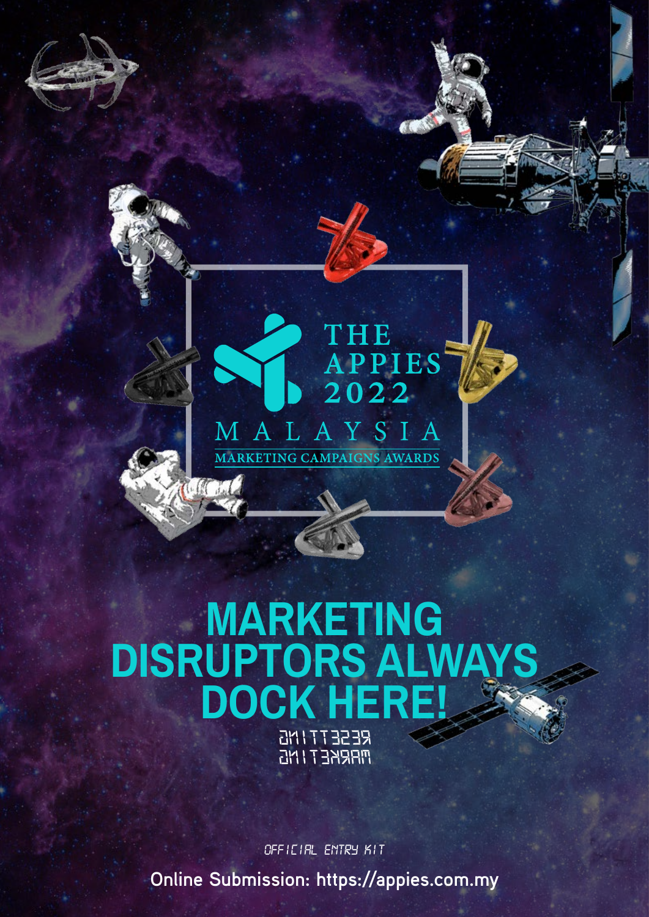# THE APPIES 2022

MALAYSIA

MARKETING CAMPAIGNS AWARDS

## MARKETING DISRUPTORS ALWAYS DOCK HERE!

RESETTING
MARKETING

OFFICIAL ENTRY KIT

**Online Submission: https://appies.com.my**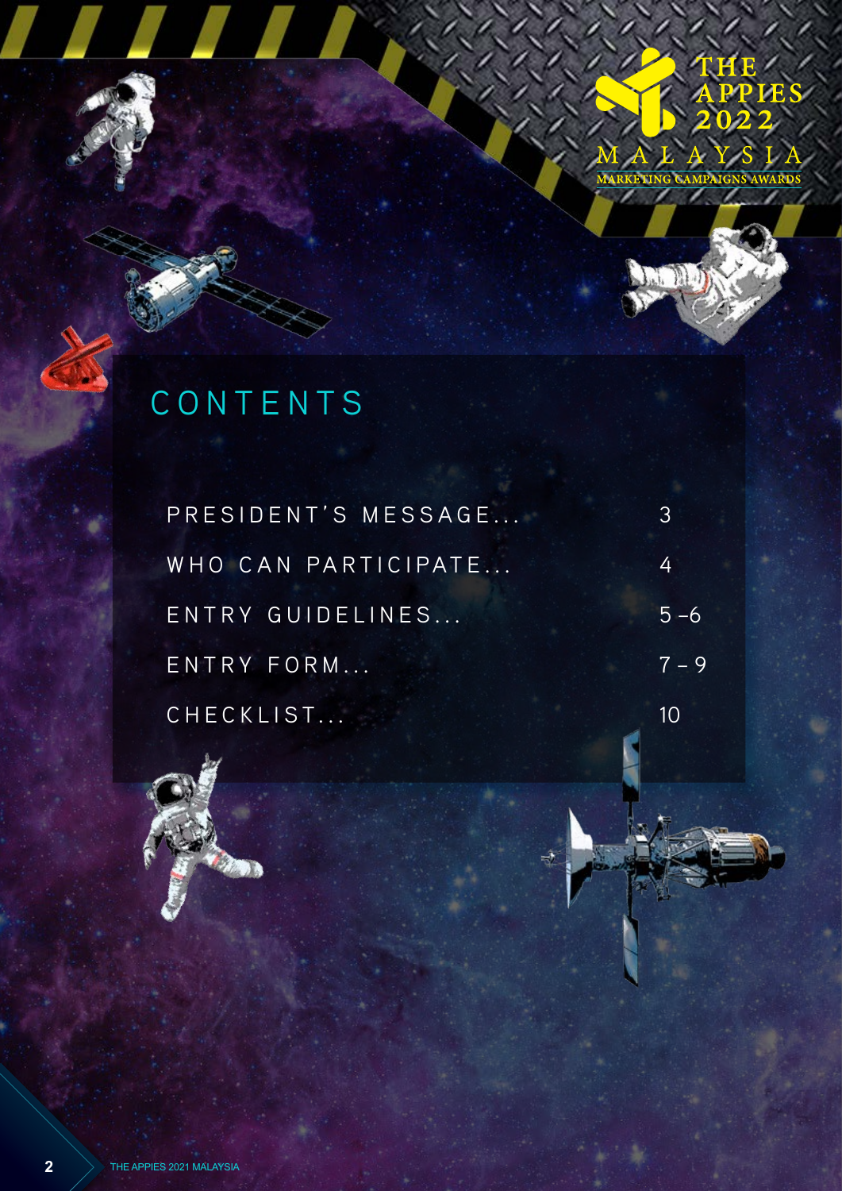# CONTENTS

| | |
|---|---|
| PRESIDENT'S MESSAGE... | 3 |
| WHO CAN PARTICIPATE... | 4 |
| ENTRY GUIDELINES... | 5 – 6 |
| ENTRY FORM... | 7 – 9 |
| CHECKLIST... | 10 |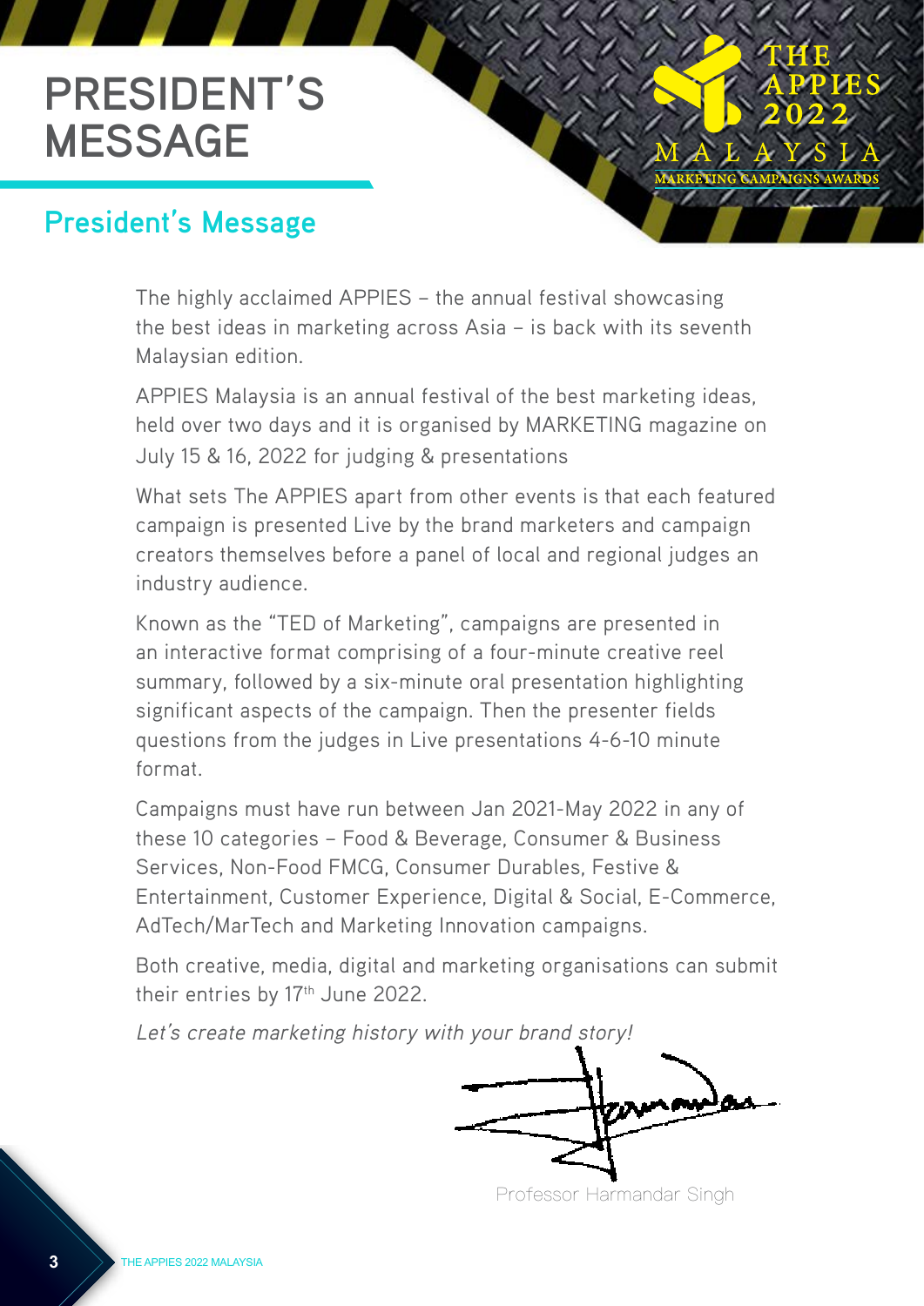# PRESIDENT'S MESSAGE

## President's Message

The highly acclaimed APPIES – the annual festival showcasing the best ideas in marketing across Asia – is back with its seventh Malaysian edition.

APPIES Malaysia is an annual festival of the best marketing ideas, held over two days and it is organised by MARKETING magazine on July 15 & 16, 2022 for judging & presentations

What sets The APPIES apart from other events is that each featured campaign is presented Live by the brand marketers and campaign creators themselves before a panel of local and regional judges an industry audience.

Known as the "TED of Marketing", campaigns are presented in an interactive format comprising of a four-minute creative reel summary, followed by a six-minute oral presentation highlighting significant aspects of the campaign. Then the presenter fields questions from the judges in Live presentations 4-6-10 minute format.

Campaigns must have run between Jan 2021-May 2022 in any of these 10 categories – Food & Beverage, Consumer & Business Services, Non-Food FMCG, Consumer Durables, Festive & Entertainment, Customer Experience, Digital & Social, E-Commerce, AdTech/MarTech and Marketing Innovation campaigns.

Both creative, media, digital and marketing organisations can submit their entries by 17th June 2022.

*Let's create marketing history with your brand story!*

Professor Harmandar Singh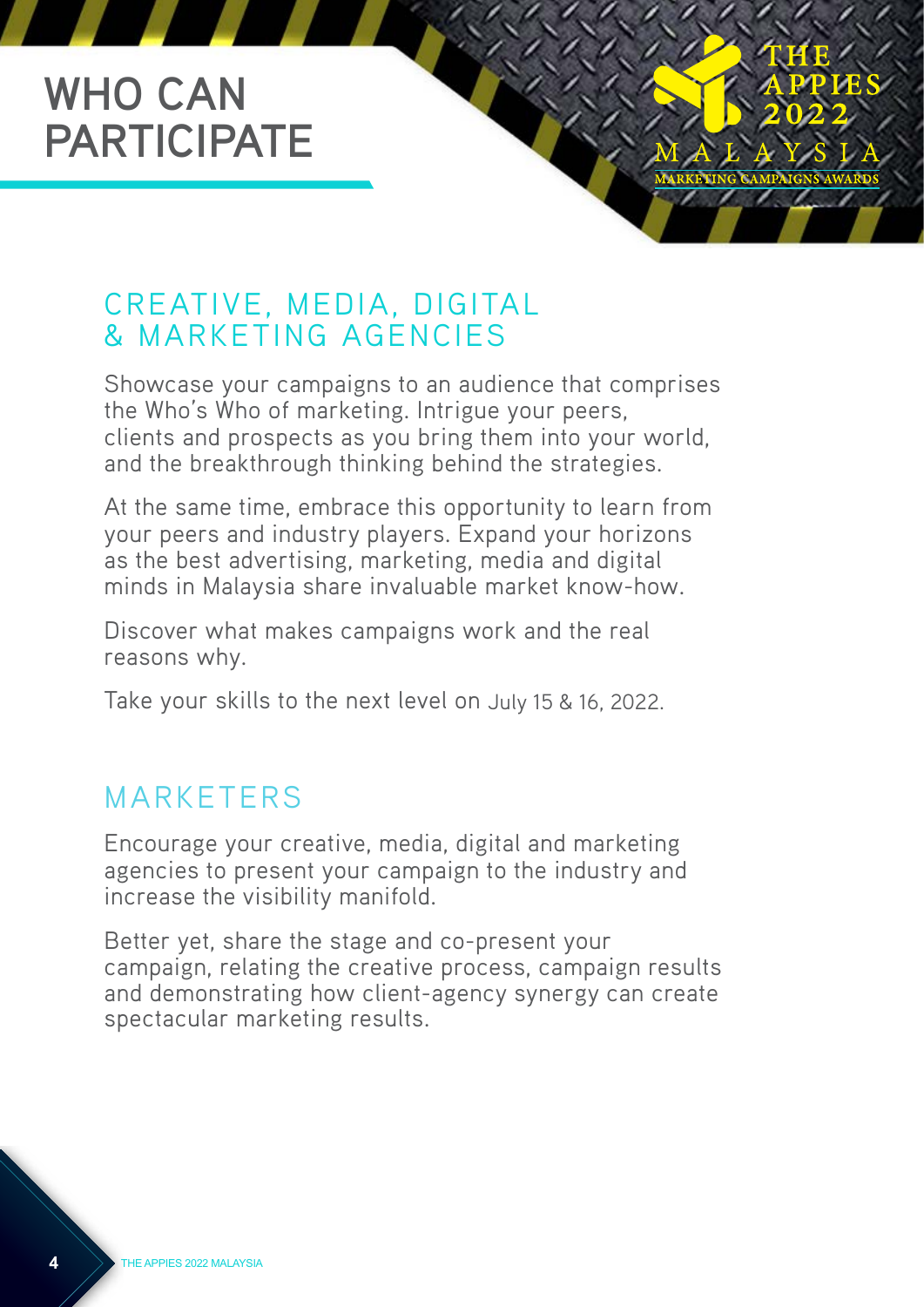# WHO CAN PARTICIPATE

## CREATIVE, MEDIA, DIGITAL & MARKETING AGENCIES

Showcase your campaigns to an audience that comprises the Who's Who of marketing. Intrigue your peers, clients and prospects as you bring them into your world, and the breakthrough thinking behind the strategies.

At the same time, embrace this opportunity to learn from your peers and industry players. Expand your horizons as the best advertising, marketing, media and digital minds in Malaysia share invaluable market know-how.

Discover what makes campaigns work and the real reasons why.

Take your skills to the next level on July 15 & 16, 2022.

## MARKETERS

Encourage your creative, media, digital and marketing agencies to present your campaign to the industry and increase the visibility manifold.

Better yet, share the stage and co-present your campaign, relating the creative process, campaign results and demonstrating how client-agency synergy can create spectacular marketing results.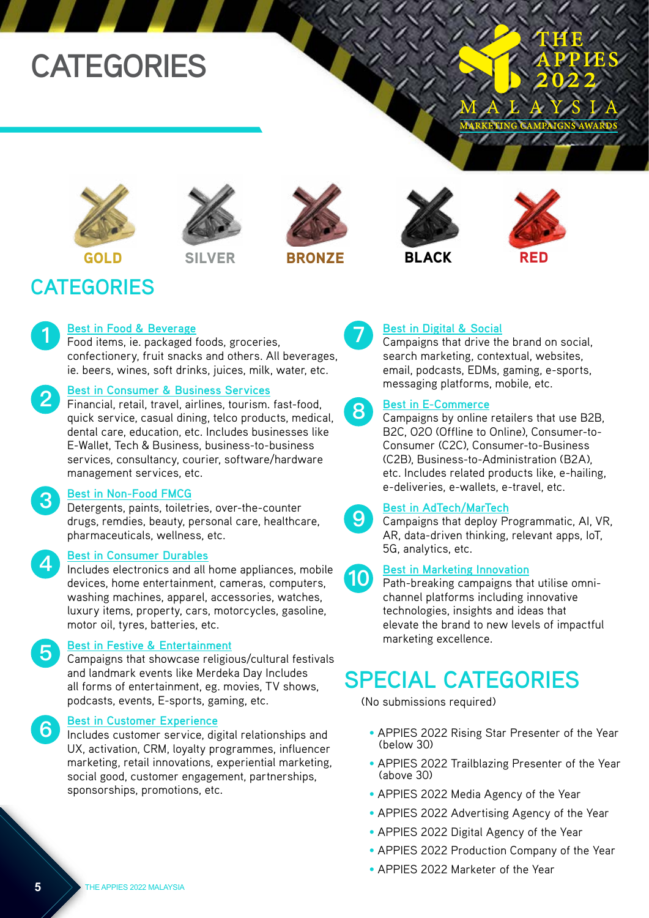# CATEGORIES

THE APPIES 2022 MALAYSIA
MARKETING CAMPAIGNS AWARDS

GOLD SILVER BRONZE BLACK RED

## CATEGORIES

**1. Best in Food & Beverage**
Food items, ie. packaged foods, groceries, confectionery, fruit snacks and others. All beverages, ie. beers, wines, soft drinks, juices, milk, water, etc.

**2. Best in Consumer & Business Services**
Financial, retail, travel, airlines, tourism. fast-food, quick service, casual dining, telco products, medical, dental care, education, etc. Includes businesses like E-Wallet, Tech & Business, business-to-business services, consultancy, courier, software/hardware management services, etc.

**3. Best in Non-Food FMCG**
Detergents, paints, toiletries, over-the-counter drugs, remdies, beauty, personal care, healthcare, pharmaceuticals, wellness, etc.

**4. Best in Consumer Durables**
Includes electronics and all home appliances, mobile devices, home entertainment, cameras, computers, washing machines, apparel, accessories, watches, luxury items, property, cars, motorcycles, gasoline, motor oil, tyres, batteries, etc.

**5. Best in Festive & Entertainment**
Campaigns that showcase religious/cultural festivals and landmark events like Merdeka Day Includes all forms of entertainment, eg. movies, TV shows, podcasts, events, E-sports, gaming, etc.

**6. Best in Customer Experience**
Includes customer service, digital relationships and UX, activation, CRM, loyalty programmes, influencer marketing, retail innovations, experiential marketing, social good, customer engagement, partnerships, sponsorships, promotions, etc.

**7. Best in Digital & Social**
Campaigns that drive the brand on social, search marketing, contextual, websites, email, podcasts, EDMs, gaming, e-sports, messaging platforms, mobile, etc.

**8. Best in E-Commerce**
Campaigns by online retailers that use B2B, B2C, O2O (Offline to Online), Consumer-to-Consumer (C2C), Consumer-to-Business (C2B), Business-to-Administration (B2A), etc. Includes related products like, e-hailing, e-deliveries, e-wallets, e-travel, etc.

**9. Best in AdTech/MarTech**
Campaigns that deploy Programmatic, AI, VR, AR, data-driven thinking, relevant apps, IoT, 5G, analytics, etc.

**10. Best in Marketing Innovation**
Path-breaking campaigns that utilise omni-channel platforms including innovative technologies, insights and ideas that elevate the brand to new levels of impactful marketing excellence.

## SPECIAL CATEGORIES

(No submissions required)

- APPIES 2022 Rising Star Presenter of the Year (below 30)
- APPIES 2022 Trailblazing Presenter of the Year (above 30)
- APPIES 2022 Media Agency of the Year
- APPIES 2022 Advertising Agency of the Year
- APPIES 2022 Digital Agency of the Year
- APPIES 2022 Production Company of the Year
- APPIES 2022 Marketer of the Year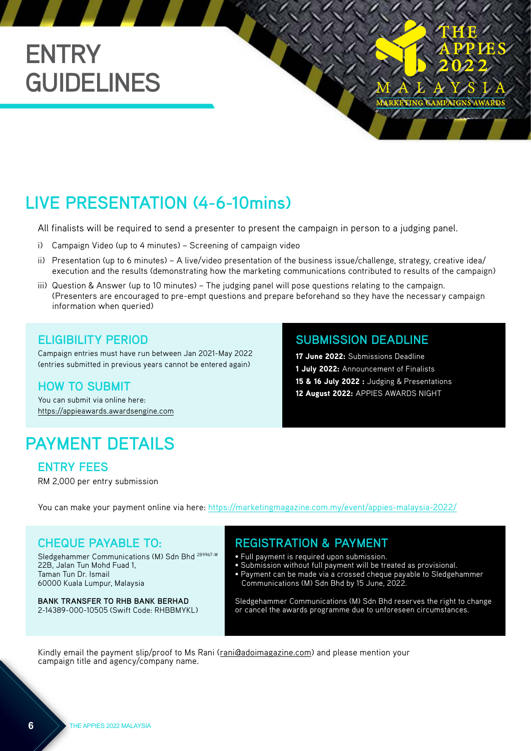# ENTRY GUIDELINES

## LIVE PRESENTATION (4-6-10mins)

All finalists will be required to send a presenter to present the campaign in person to a judging panel.

i) Campaign Video (up to 4 minutes) – Screening of campaign video

ii) Presentation (up to 6 minutes) – A live/video presentation of the business issue/challenge, strategy, creative idea/execution and the results (demonstrating how the marketing communications contributed to results of the campaign)

iii) Question & Answer (up to 10 minutes) – The judging panel will pose questions relating to the campaign. (Presenters are encouraged to pre-empt questions and prepare beforehand so they have the necessary campaign information when queried)

### ELIGIBILITY PERIOD

Campaign entries must have run between Jan 2021-May 2022 (entries submitted in previous years cannot be entered again)

### HOW TO SUBMIT

You can submit via online here:
https://appieawards.awardsengine.com

### SUBMISSION DEADLINE

**17 June 2022:** Submissions Deadline
**1 July 2022:** Announcement of Finalists
**15 & 16 July 2022 :** Judging & Presentations
**12 August 2022:** APPIES AWARDS NIGHT

## PAYMENT DETAILS

### ENTRY FEES

RM 2,000 per entry submission

You can make your payment online via here: https://marketingmagazine.com.my/event/appies-malaysia-2022/

### CHEQUE PAYABLE TO:

Sledgehammer Communications (M) Sdn Bhd [289967-W]
22B, Jalan Tun Mohd Fuad 1,
Taman Tun Dr. Ismail
60000 Kuala Lumpur, Malaysia

**BANK TRANSFER TO RHB BANK BERHAD**
2-14389-000-10505 (Swift Code: RHBBMYKL)

### REGISTRATION & PAYMENT

- Full payment is required upon submission.
- Submission without full payment will be treated as provisional.
- Payment can be made via a crossed cheque payable to Sledgehammer Communications (M) Sdn Bhd by 15 June, 2022.

Sledgehammer Communications (M) Sdn Bhd reserves the right to change or cancel the awards programme due to unforeseen circumstances.

Kindly email the payment slip/proof to Ms Rani (rani@adoimagazine.com) and please mention your campaign title and agency/company name.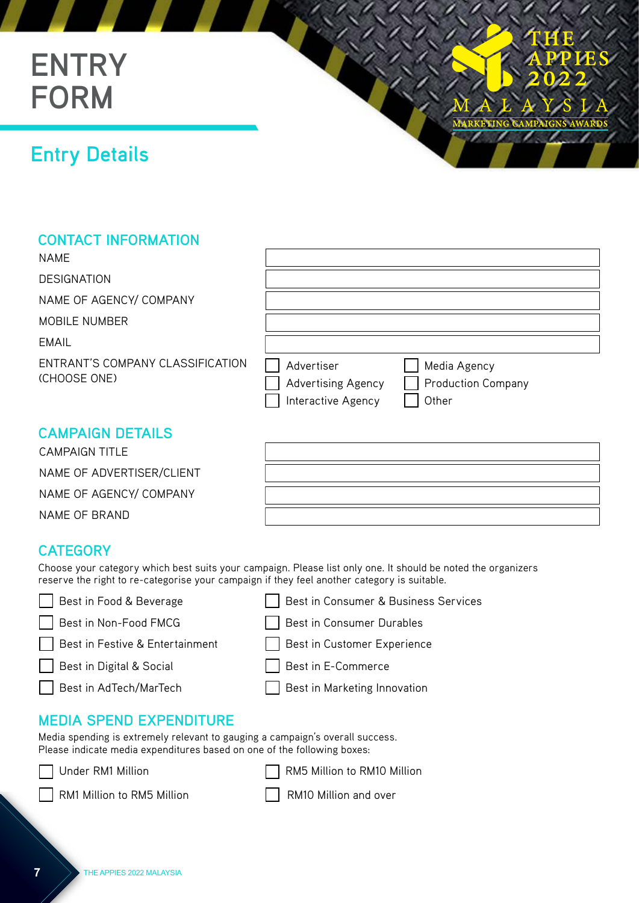# ENTRY FORM

## Entry Details

### CONTACT INFORMATION

| | |
|---|---|
| NAME | |
| DESIGNATION | |
| NAME OF AGENCY/ COMPANY | |
| MOBILE NUMBER | |
| EMAIL | |

ENTRANT'S COMPANY CLASSIFICATION (CHOOSE ONE)

- ☐ Advertiser
- ☐ Advertising Agency
- ☐ Interactive Agency
- ☐ Media Agency
- ☐ Production Company
- ☐ Other

### CAMPAIGN DETAILS

| | |
|---|---|
| CAMPAIGN TITLE | |
| NAME OF ADVERTISER/CLIENT | |
| NAME OF AGENCY/ COMPANY | |
| NAME OF BRAND | |

### CATEGORY

Choose your category which best suits your campaign. Please list only one. It should be noted the organizers reserve the right to re-categorise your campaign if they feel another category is suitable.

- ☐ Best in Food & Beverage
- ☐ Best in Non-Food FMCG
- ☐ Best in Festive & Entertainment
- ☐ Best in Digital & Social
- ☐ Best in AdTech/MarTech
- ☐ Best in Consumer & Business Services
- ☐ Best in Consumer Durables
- ☐ Best in Customer Experience
- ☐ Best in E-Commerce
- ☐ Best in Marketing Innovation

### MEDIA SPEND EXPENDITURE

Media spending is extremely relevant to gauging a campaign's overall success.
Please indicate media expenditures based on one of the following boxes:

- ☐ Under RM1 Million
- ☐ RM1 Million to RM5 Million
- ☐ RM5 Million to RM10 Million
- ☐ RM10 Million and over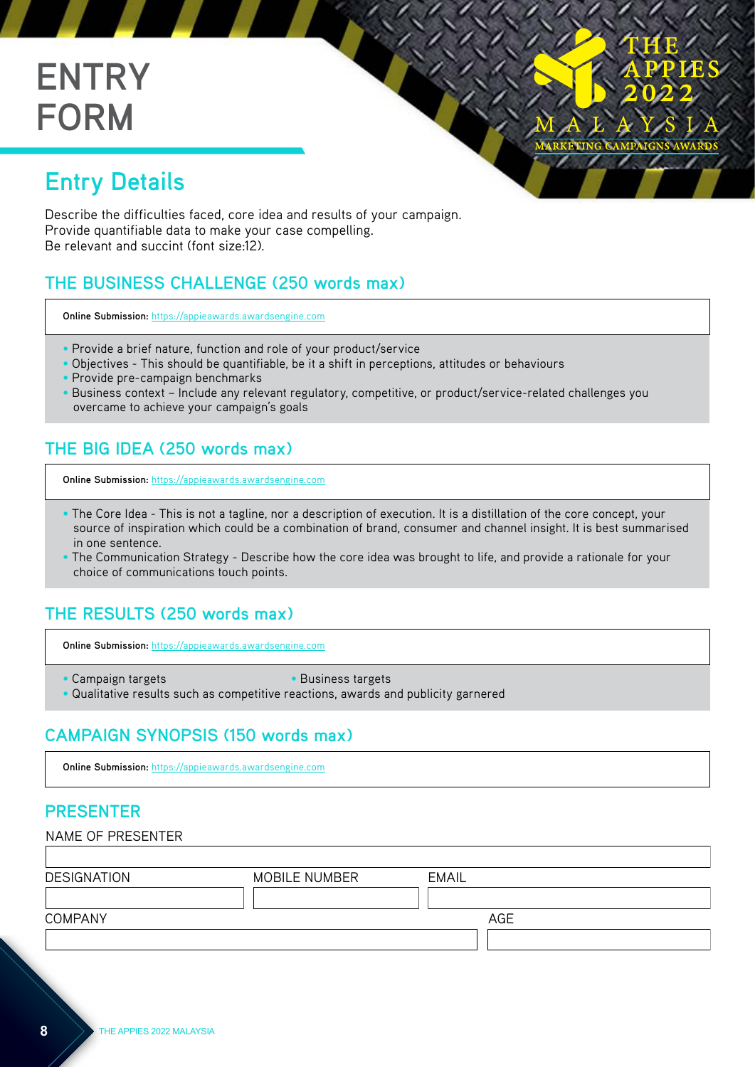# ENTRY FORM

THE APPIES 2022 MALAYSIA
MARKETING CAMPAIGNS AWARDS

## Entry Details

Describe the difficulties faced, core idea and results of your campaign.
Provide quantifiable data to make your case compelling.
Be relevant and succint (font size:12).

### THE BUSINESS CHALLENGE (250 words max)

**Online Submission:** https://appieawards.awardsengine.com

- Provide a brief nature, function and role of your product/service
- Objectives - This should be quantifiable, be it a shift in perceptions, attitudes or behaviours
- Provide pre-campaign benchmarks
- Business context – Include any relevant regulatory, competitive, or product/service-related challenges you overcame to achieve your campaign's goals

### THE BIG IDEA (250 words max)

**Online Submission:** https://appieawards.awardsengine.com

- The Core Idea - This is not a tagline, nor a description of execution. It is a distillation of the core concept, your source of inspiration which could be a combination of brand, consumer and channel insight. It is best summarised in one sentence.
- The Communication Strategy - Describe how the core idea was brought to life, and provide a rationale for your choice of communications touch points.

### THE RESULTS (250 words max)

**Online Submission:** https://appieawards.awardsengine.com

- Campaign targets
- Business targets
- Qualitative results such as competitive reactions, awards and publicity garnered

### CAMPAIGN SYNOPSIS (150 words max)

**Online Submission:** https://appieawards.awardsengine.com

### PRESENTER

NAME OF PRESENTER

DESIGNATION | MOBILE NUMBER | EMAIL

COMPANY | AGE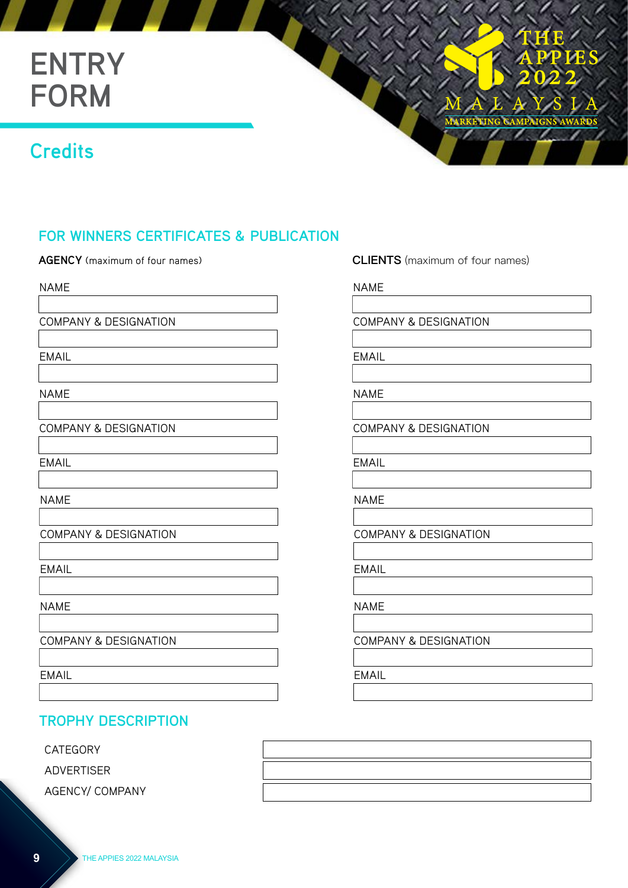# ENTRY FORM

## Credits

### FOR WINNERS CERTIFICATES & PUBLICATION

**AGENCY** (maximum of four names)

NAME

COMPANY & DESIGNATION

EMAIL

NAME

COMPANY & DESIGNATION

EMAIL

NAME

COMPANY & DESIGNATION

EMAIL

NAME

COMPANY & DESIGNATION

EMAIL

**CLIENTS** (maximum of four names)

NAME

COMPANY & DESIGNATION

EMAIL

NAME

COMPANY & DESIGNATION

EMAIL

NAME

COMPANY & DESIGNATION

EMAIL

NAME

COMPANY & DESIGNATION

EMAIL

### TROPHY DESCRIPTION

CATEGORY

ADVERTISER

AGENCY/ COMPANY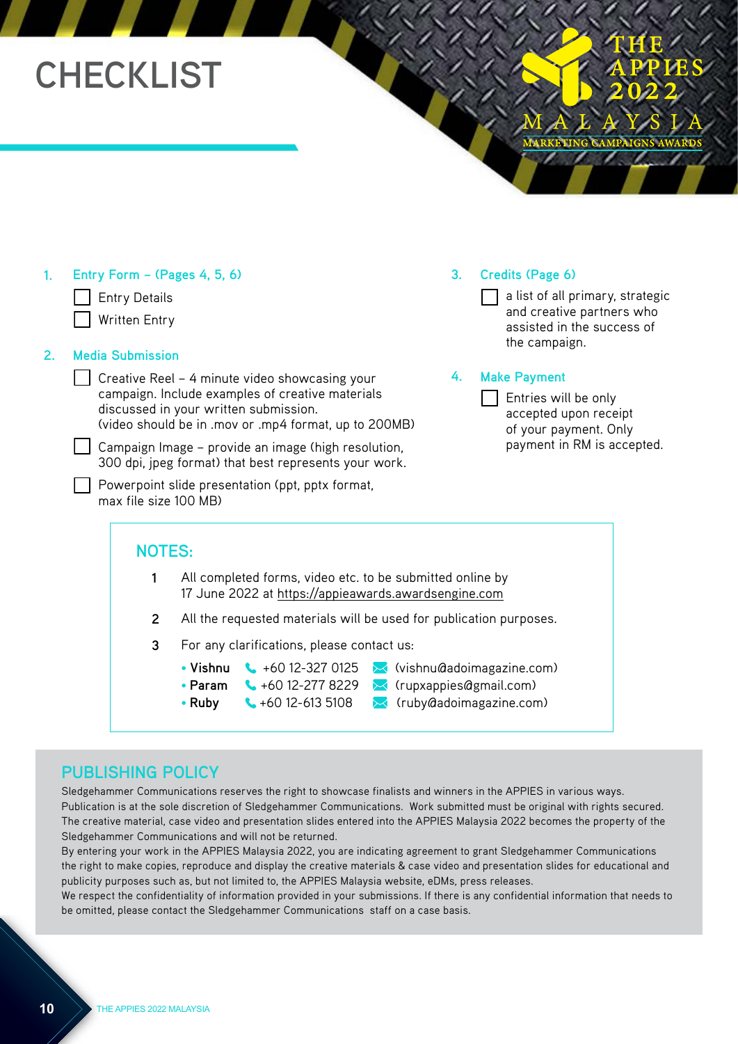# CHECKLIST

THE APPIES 2022 MALAYSIA MARKETING CAMPAIGNS AWARDS

1. **Entry Form – (Pages 4, 5, 6)**
   - ☐ Entry Details
   - ☐ Written Entry

2. **Media Submission**
   - ☐ Creative Reel – 4 minute video showcasing your campaign. Include examples of creative materials discussed in your written submission. (video should be in .mov or .mp4 format, up to 200MB)
   - ☐ Campaign Image – provide an image (high resolution, 300 dpi, jpeg format) that best represents your work.
   - ☐ Powerpoint slide presentation (ppt, pptx format, max file size 100 MB)

3. **Credits (Page 6)**
   - ☐ a list of all primary, strategic and creative partners who assisted in the success of the campaign.

4. **Make Payment**
   - ☐ Entries will be only accepted upon receipt of your payment. Only payment in RM is accepted.

## NOTES:

1. All completed forms, video etc. to be submitted online by 17 June 2022 at https://appieawards.awardsengine.com
2. All the requested materials will be used for publication purposes.
3. For any clarifications, please contact us:
   - **Vishnu** +60 12-327 0125 (vishnu@adoimagazine.com)
   - **Param** +60 12-277 8229 (rupxappies@gmail.com)
   - **Ruby** +60 12-613 5108 (ruby@adoimagazine.com)

## PUBLISHING POLICY

Sledgehammer Communications reserves the right to showcase finalists and winners in the APPIES in various ways. Publication is at the sole discretion of Sledgehammer Communications. Work submitted must be original with rights secured. The creative material, case video and presentation slides entered into the APPIES Malaysia 2022 becomes the property of the Sledgehammer Communications and will not be returned.

By entering your work in the APPIES Malaysia 2022, you are indicating agreement to grant Sledgehammer Communications the right to make copies, reproduce and display the creative materials & case video and presentation slides for educational and publicity purposes such as, but not limited to, the APPIES Malaysia website, eDMs, press releases.

We respect the confidentiality of information provided in your submissions. If there is any confidential information that needs to be omitted, please contact the Sledgehammer Communications staff on a case basis.